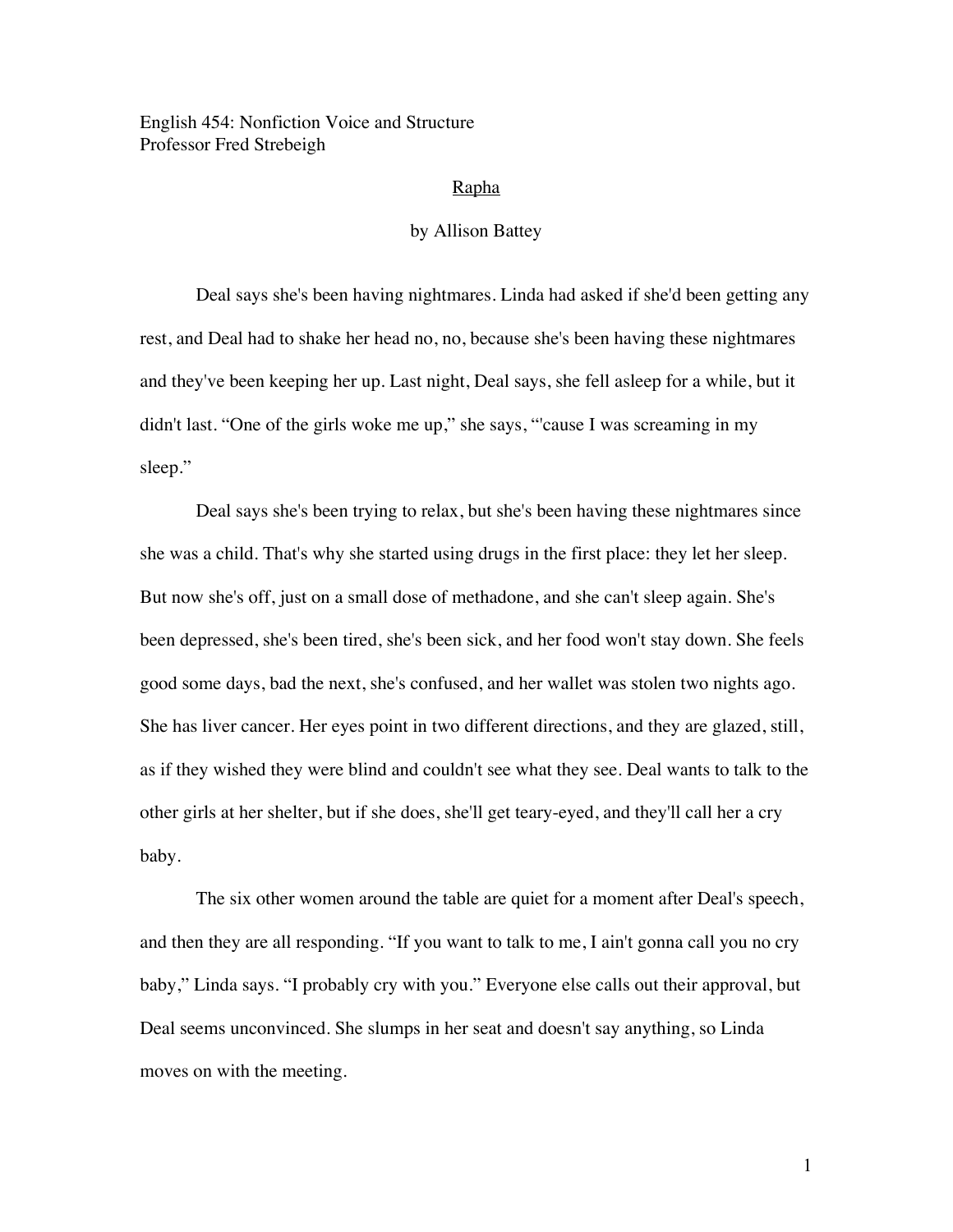English 454: Nonfiction Voice and Structure
Professor Fred Strebeigh

# Rapha

by Allison Battey

Deal says she's been having nightmares. Linda had asked if she'd been getting any rest, and Deal had to shake her head no, no, because she's been having these nightmares and they've been keeping her up. Last night, Deal says, she fell asleep for a while, but it didn't last. "One of the girls woke me up," she says, "'cause I was screaming in my sleep."

Deal says she's been trying to relax, but she's been having these nightmares since she was a child. That's why she started using drugs in the first place: they let her sleep. But now she's off, just on a small dose of methadone, and she can't sleep again. She's been depressed, she's been tired, she's been sick, and her food won't stay down. She feels good some days, bad the next, she's confused, and her wallet was stolen two nights ago. She has liver cancer. Her eyes point in two different directions, and they are glazed, still, as if they wished they were blind and couldn't see what they see. Deal wants to talk to the other girls at her shelter, but if she does, she'll get teary-eyed, and they'll call her a cry baby.

The six other women around the table are quiet for a moment after Deal's speech, and then they are all responding. "If you want to talk to me, I ain't gonna call you no cry baby," Linda says. "I probably cry with you." Everyone else calls out their approval, but Deal seems unconvinced. She slumps in her seat and doesn't say anything, so Linda moves on with the meeting.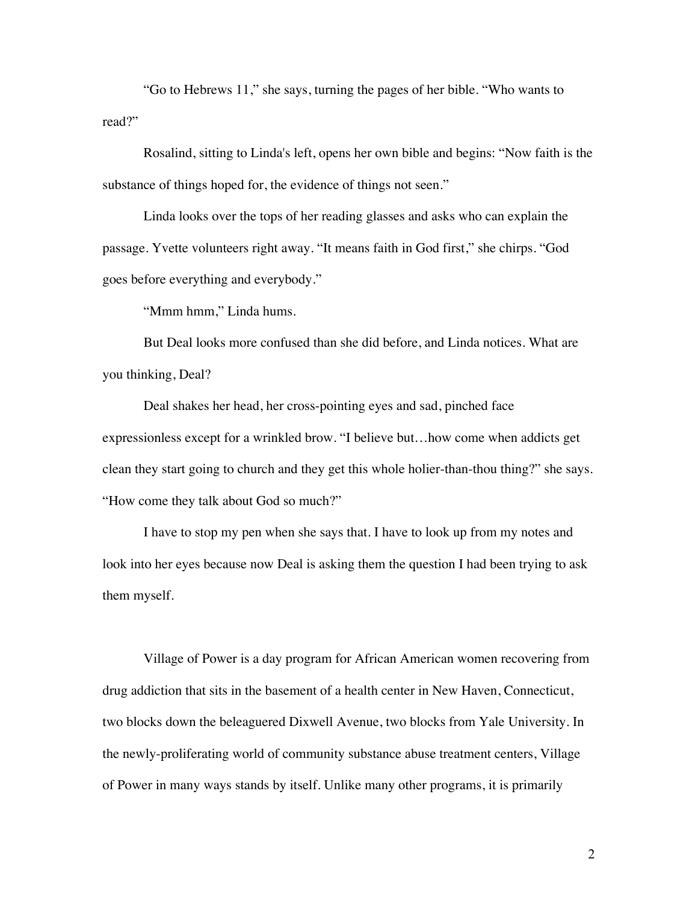"Go to Hebrews 11," she says, turning the pages of her bible. "Who wants to read?"

Rosalind, sitting to Linda's left, opens her own bible and begins: "Now faith is the substance of things hoped for, the evidence of things not seen."

Linda looks over the tops of her reading glasses and asks who can explain the passage. Yvette volunteers right away. "It means faith in God first," she chirps. "God goes before everything and everybody."

"Mmm hmm," Linda hums.

But Deal looks more confused than she did before, and Linda notices. What are you thinking, Deal?

Deal shakes her head, her cross-pointing eyes and sad, pinched face expressionless except for a wrinkled brow. "I believe but…how come when addicts get clean they start going to church and they get this whole holier-than-thou thing?" she says. "How come they talk about God so much?"

I have to stop my pen when she says that. I have to look up from my notes and look into her eyes because now Deal is asking them the question I had been trying to ask them myself.

Village of Power is a day program for African American women recovering from drug addiction that sits in the basement of a health center in New Haven, Connecticut, two blocks down the beleaguered Dixwell Avenue, two blocks from Yale University. In the newly-proliferating world of community substance abuse treatment centers, Village of Power in many ways stands by itself. Unlike many other programs, it is primarily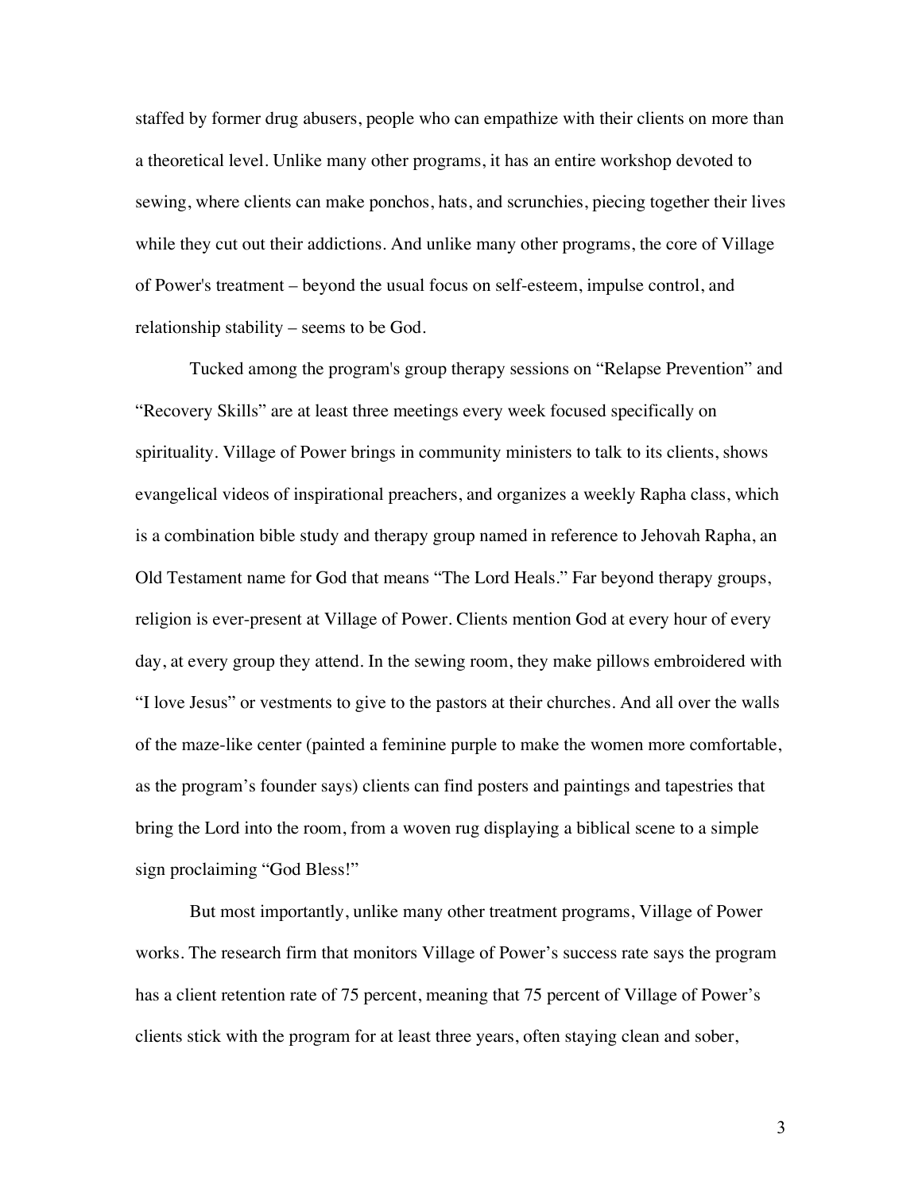staffed by former drug abusers, people who can empathize with their clients on more than a theoretical level. Unlike many other programs, it has an entire workshop devoted to sewing, where clients can make ponchos, hats, and scrunchies, piecing together their lives while they cut out their addictions. And unlike many other programs, the core of Village of Power's treatment – beyond the usual focus on self-esteem, impulse control, and relationship stability – seems to be God.

Tucked among the program's group therapy sessions on "Relapse Prevention" and "Recovery Skills" are at least three meetings every week focused specifically on spirituality. Village of Power brings in community ministers to talk to its clients, shows evangelical videos of inspirational preachers, and organizes a weekly Rapha class, which is a combination bible study and therapy group named in reference to Jehovah Rapha, an Old Testament name for God that means "The Lord Heals." Far beyond therapy groups, religion is ever-present at Village of Power. Clients mention God at every hour of every day, at every group they attend. In the sewing room, they make pillows embroidered with "I love Jesus" or vestments to give to the pastors at their churches. And all over the walls of the maze-like center (painted a feminine purple to make the women more comfortable, as the program's founder says) clients can find posters and paintings and tapestries that bring the Lord into the room, from a woven rug displaying a biblical scene to a simple sign proclaiming "God Bless!"

But most importantly, unlike many other treatment programs, Village of Power works. The research firm that monitors Village of Power's success rate says the program has a client retention rate of 75 percent, meaning that 75 percent of Village of Power's clients stick with the program for at least three years, often staying clean and sober,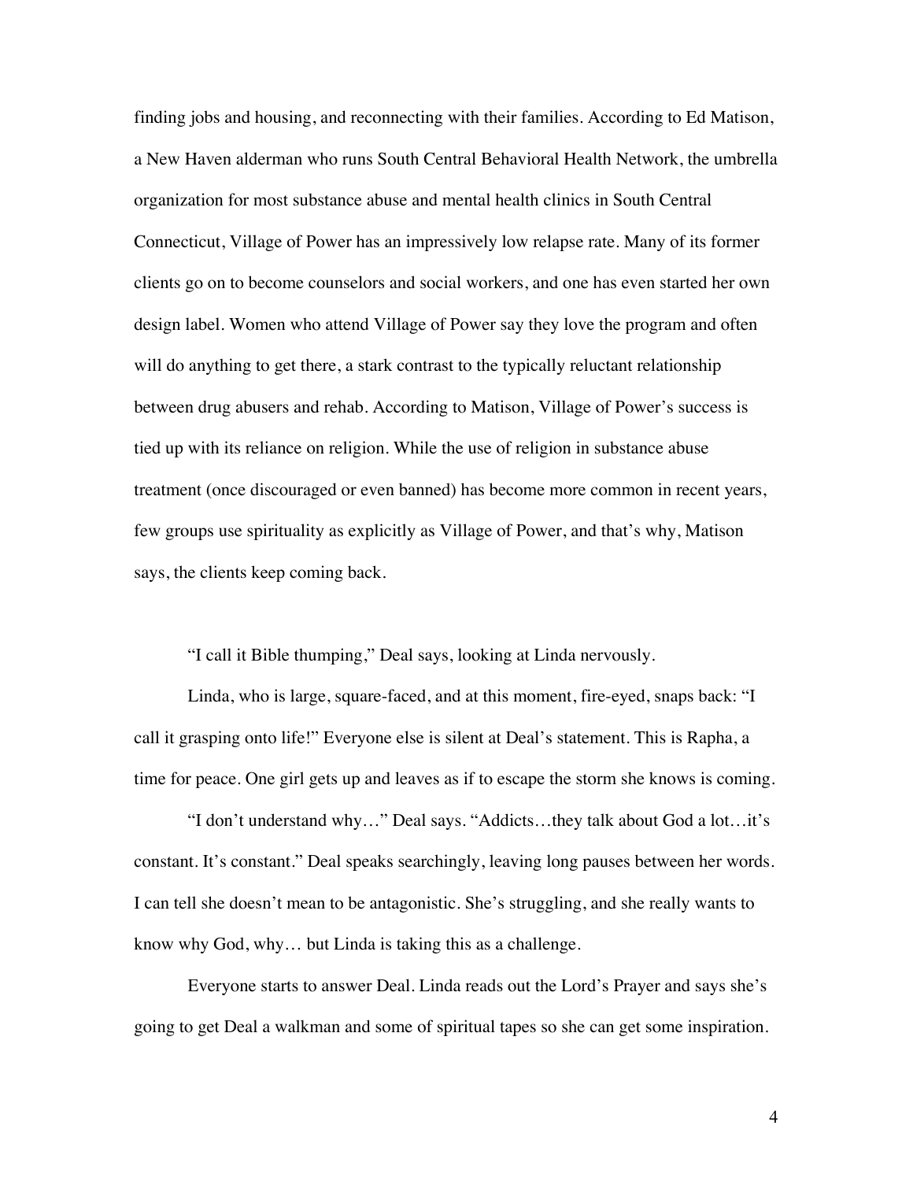finding jobs and housing, and reconnecting with their families. According to Ed Matison, a New Haven alderman who runs South Central Behavioral Health Network, the umbrella organization for most substance abuse and mental health clinics in South Central Connecticut, Village of Power has an impressively low relapse rate. Many of its former clients go on to become counselors and social workers, and one has even started her own design label. Women who attend Village of Power say they love the program and often will do anything to get there, a stark contrast to the typically reluctant relationship between drug abusers and rehab. According to Matison, Village of Power's success is tied up with its reliance on religion. While the use of religion in substance abuse treatment (once discouraged or even banned) has become more common in recent years, few groups use spirituality as explicitly as Village of Power, and that's why, Matison says, the clients keep coming back.

"I call it Bible thumping," Deal says, looking at Linda nervously.

Linda, who is large, square-faced, and at this moment, fire-eyed, snaps back: "I call it grasping onto life!" Everyone else is silent at Deal's statement. This is Rapha, a time for peace. One girl gets up and leaves as if to escape the storm she knows is coming.

"I don't understand why…" Deal says. "Addicts…they talk about God a lot…it's constant. It's constant." Deal speaks searchingly, leaving long pauses between her words. I can tell she doesn't mean to be antagonistic. She's struggling, and she really wants to know why God, why… but Linda is taking this as a challenge.

Everyone starts to answer Deal. Linda reads out the Lord's Prayer and says she's going to get Deal a walkman and some of spiritual tapes so she can get some inspiration.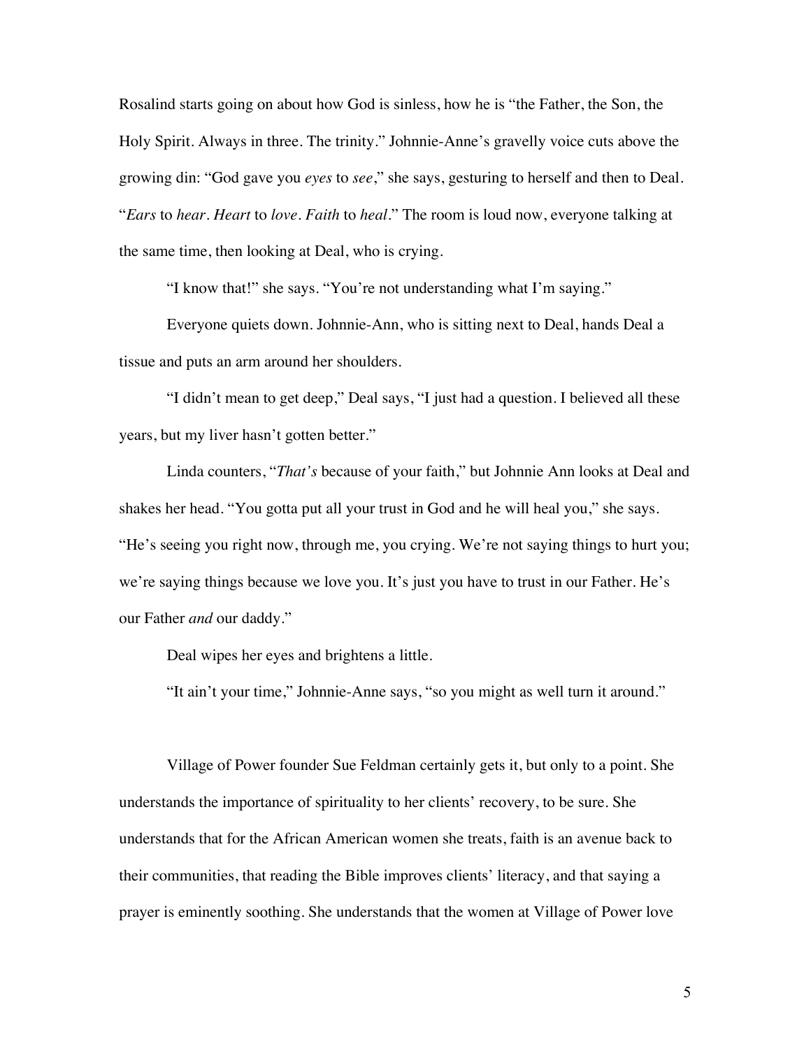Rosalind starts going on about how God is sinless, how he is "the Father, the Son, the Holy Spirit. Always in three. The trinity." Johnnie-Anne's gravelly voice cuts above the growing din: "God gave you *eyes* to *see*," she says, gesturing to herself and then to Deal. "*Ears* to *hear*. *Heart* to *love*. *Faith* to *heal*." The room is loud now, everyone talking at the same time, then looking at Deal, who is crying.

"I know that!" she says. "You're not understanding what I'm saying."

Everyone quiets down. Johnnie-Ann, who is sitting next to Deal, hands Deal a tissue and puts an arm around her shoulders.

"I didn't mean to get deep," Deal says, "I just had a question. I believed all these years, but my liver hasn't gotten better."

Linda counters, "*That's* because of your faith," but Johnnie Ann looks at Deal and shakes her head. "You gotta put all your trust in God and he will heal you," she says. "He's seeing you right now, through me, you crying. We're not saying things to hurt you; we're saying things because we love you. It's just you have to trust in our Father. He's our Father *and* our daddy."

Deal wipes her eyes and brightens a little.

"It ain't your time," Johnnie-Anne says, "so you might as well turn it around."

Village of Power founder Sue Feldman certainly gets it, but only to a point. She understands the importance of spirituality to her clients' recovery, to be sure. She understands that for the African American women she treats, faith is an avenue back to their communities, that reading the Bible improves clients' literacy, and that saying a prayer is eminently soothing. She understands that the women at Village of Power love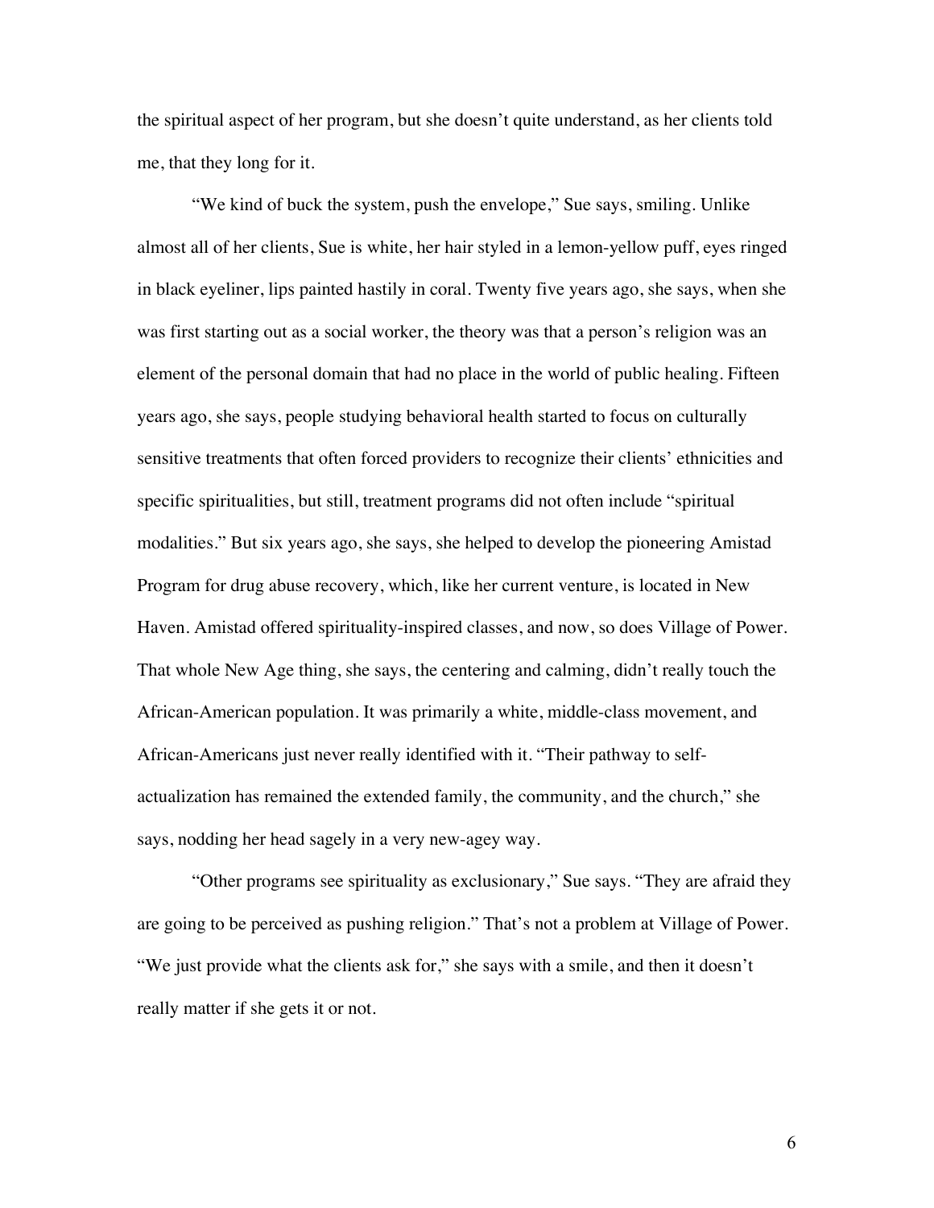the spiritual aspect of her program, but she doesn't quite understand, as her clients told me, that they long for it.

"We kind of buck the system, push the envelope," Sue says, smiling. Unlike almost all of her clients, Sue is white, her hair styled in a lemon-yellow puff, eyes ringed in black eyeliner, lips painted hastily in coral. Twenty five years ago, she says, when she was first starting out as a social worker, the theory was that a person's religion was an element of the personal domain that had no place in the world of public healing. Fifteen years ago, she says, people studying behavioral health started to focus on culturally sensitive treatments that often forced providers to recognize their clients' ethnicities and specific spiritualities, but still, treatment programs did not often include "spiritual modalities." But six years ago, she says, she helped to develop the pioneering Amistad Program for drug abuse recovery, which, like her current venture, is located in New Haven. Amistad offered spirituality-inspired classes, and now, so does Village of Power. That whole New Age thing, she says, the centering and calming, didn't really touch the African-American population. It was primarily a white, middle-class movement, and African-Americans just never really identified with it. "Their pathway to self-actualization has remained the extended family, the community, and the church," she says, nodding her head sagely in a very new-agey way.

"Other programs see spirituality as exclusionary," Sue says. "They are afraid they are going to be perceived as pushing religion." That's not a problem at Village of Power. "We just provide what the clients ask for," she says with a smile, and then it doesn't really matter if she gets it or not.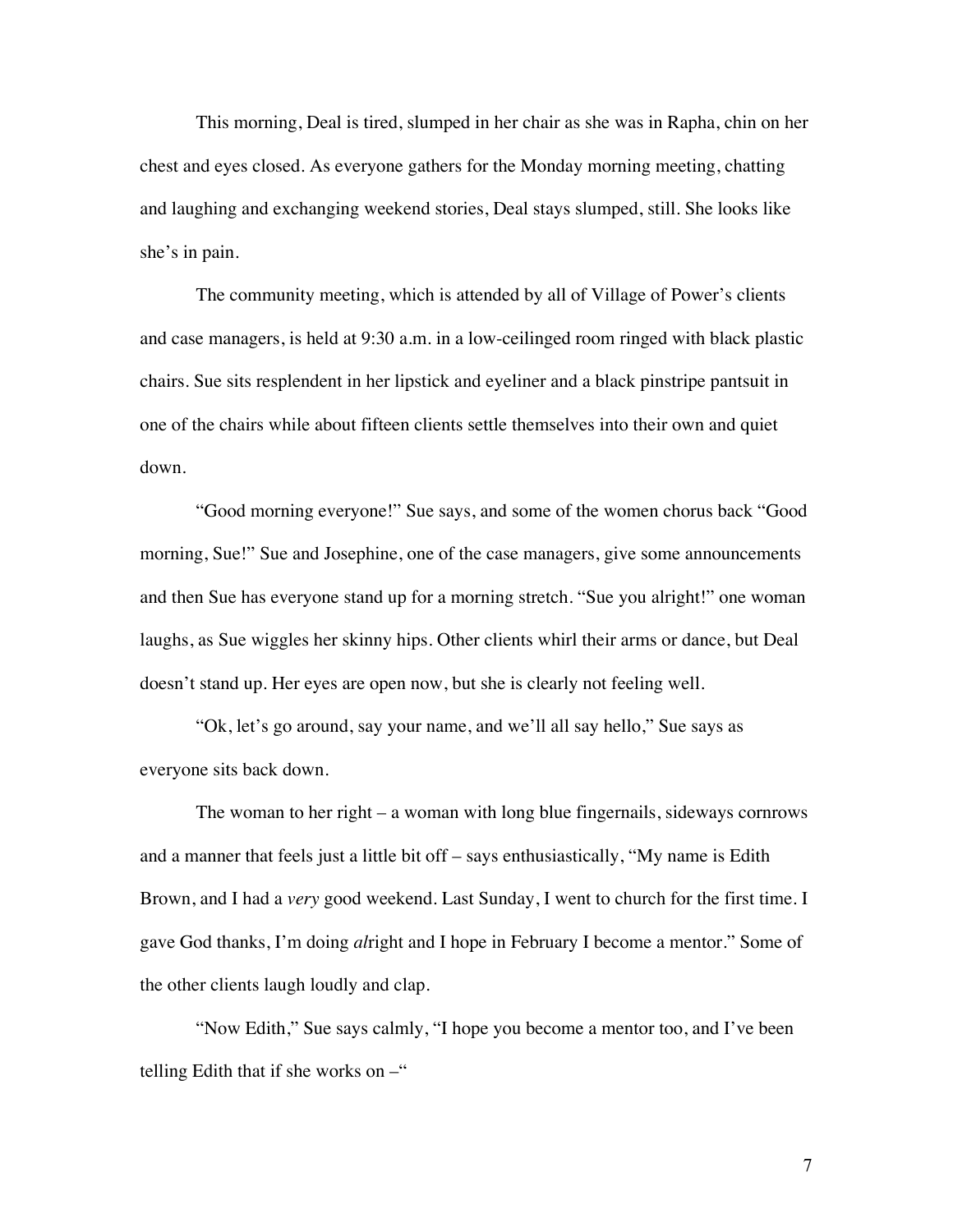This morning, Deal is tired, slumped in her chair as she was in Rapha, chin on her chest and eyes closed. As everyone gathers for the Monday morning meeting, chatting and laughing and exchanging weekend stories, Deal stays slumped, still. She looks like she's in pain.

The community meeting, which is attended by all of Village of Power's clients and case managers, is held at 9:30 a.m. in a low-ceilinged room ringed with black plastic chairs. Sue sits resplendent in her lipstick and eyeliner and a black pinstripe pantsuit in one of the chairs while about fifteen clients settle themselves into their own and quiet down.

"Good morning everyone!" Sue says, and some of the women chorus back "Good morning, Sue!" Sue and Josephine, one of the case managers, give some announcements and then Sue has everyone stand up for a morning stretch. "Sue you alright!" one woman laughs, as Sue wiggles her skinny hips. Other clients whirl their arms or dance, but Deal doesn't stand up. Her eyes are open now, but she is clearly not feeling well.

"Ok, let's go around, say your name, and we'll all say hello," Sue says as everyone sits back down.

The woman to her right – a woman with long blue fingernails, sideways cornrows and a manner that feels just a little bit off – says enthusiastically, "My name is Edith Brown, and I had a *very* good weekend. Last Sunday, I went to church for the first time. I gave God thanks, I'm doing *al*right and I hope in February I become a mentor." Some of the other clients laugh loudly and clap.

"Now Edith," Sue says calmly, "I hope you become a mentor too, and I've been telling Edith that if she works on –"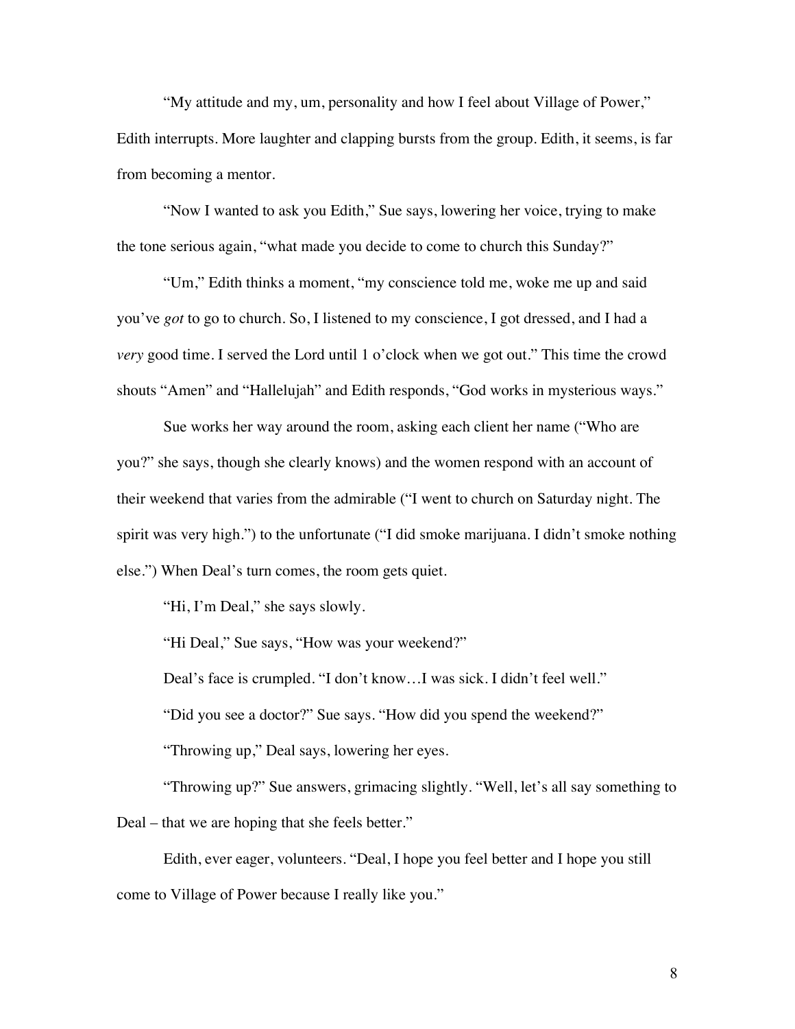"My attitude and my, um, personality and how I feel about Village of Power," Edith interrupts. More laughter and clapping bursts from the group. Edith, it seems, is far from becoming a mentor.

"Now I wanted to ask you Edith," Sue says, lowering her voice, trying to make the tone serious again, "what made you decide to come to church this Sunday?"

"Um," Edith thinks a moment, "my conscience told me, woke me up and said you've *got* to go to church. So, I listened to my conscience, I got dressed, and I had a *very* good time. I served the Lord until 1 o'clock when we got out." This time the crowd shouts "Amen" and "Hallelujah" and Edith responds, "God works in mysterious ways."

Sue works her way around the room, asking each client her name ("Who are you?" she says, though she clearly knows) and the women respond with an account of their weekend that varies from the admirable ("I went to church on Saturday night. The spirit was very high.") to the unfortunate ("I did smoke marijuana. I didn't smoke nothing else.") When Deal's turn comes, the room gets quiet.

"Hi, I'm Deal," she says slowly.

"Hi Deal," Sue says, "How was your weekend?"

Deal's face is crumpled. "I don't know…I was sick. I didn't feel well."

"Did you see a doctor?" Sue says. "How did you spend the weekend?"

"Throwing up," Deal says, lowering her eyes.

"Throwing up?" Sue answers, grimacing slightly. "Well, let's all say something to Deal – that we are hoping that she feels better."

Edith, ever eager, volunteers. "Deal, I hope you feel better and I hope you still come to Village of Power because I really like you."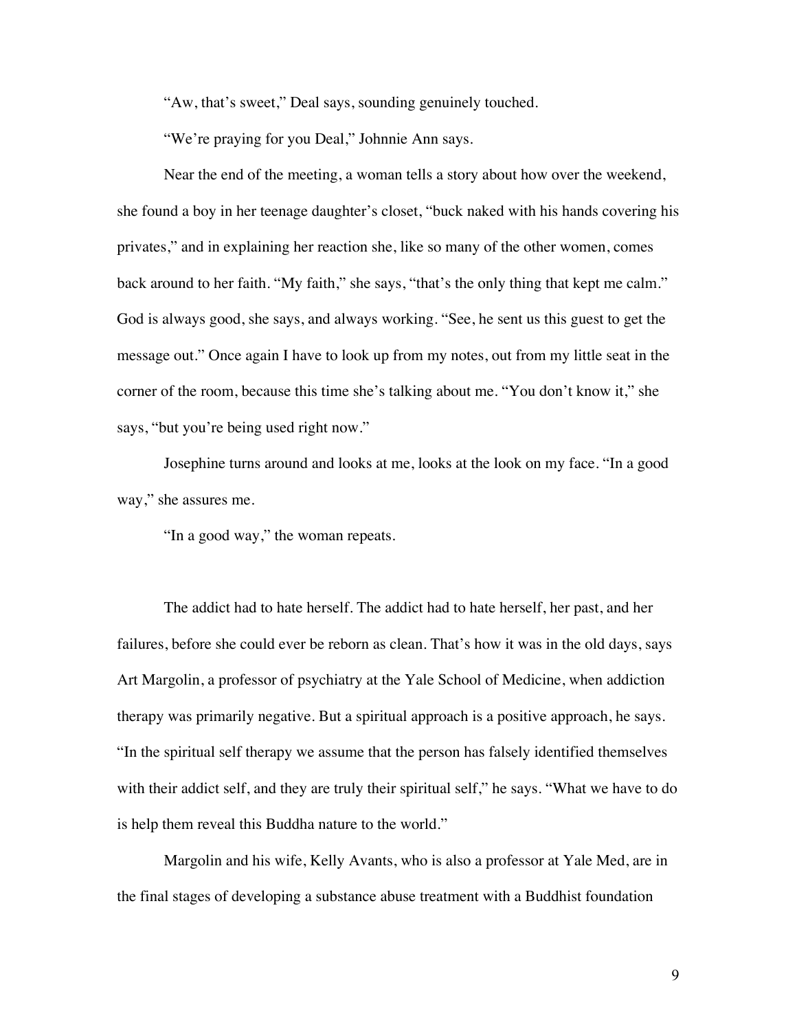"Aw, that's sweet," Deal says, sounding genuinely touched.

"We're praying for you Deal," Johnnie Ann says.

Near the end of the meeting, a woman tells a story about how over the weekend, she found a boy in her teenage daughter's closet, "buck naked with his hands covering his privates," and in explaining her reaction she, like so many of the other women, comes back around to her faith. "My faith," she says, "that's the only thing that kept me calm." God is always good, she says, and always working. "See, he sent us this guest to get the message out." Once again I have to look up from my notes, out from my little seat in the corner of the room, because this time she's talking about me. "You don't know it," she says, "but you're being used right now."

Josephine turns around and looks at me, looks at the look on my face. "In a good way," she assures me.

"In a good way," the woman repeats.

The addict had to hate herself. The addict had to hate herself, her past, and her failures, before she could ever be reborn as clean. That's how it was in the old days, says Art Margolin, a professor of psychiatry at the Yale School of Medicine, when addiction therapy was primarily negative. But a spiritual approach is a positive approach, he says. "In the spiritual self therapy we assume that the person has falsely identified themselves with their addict self, and they are truly their spiritual self," he says. "What we have to do is help them reveal this Buddha nature to the world."

Margolin and his wife, Kelly Avants, who is also a professor at Yale Med, are in the final stages of developing a substance abuse treatment with a Buddhist foundation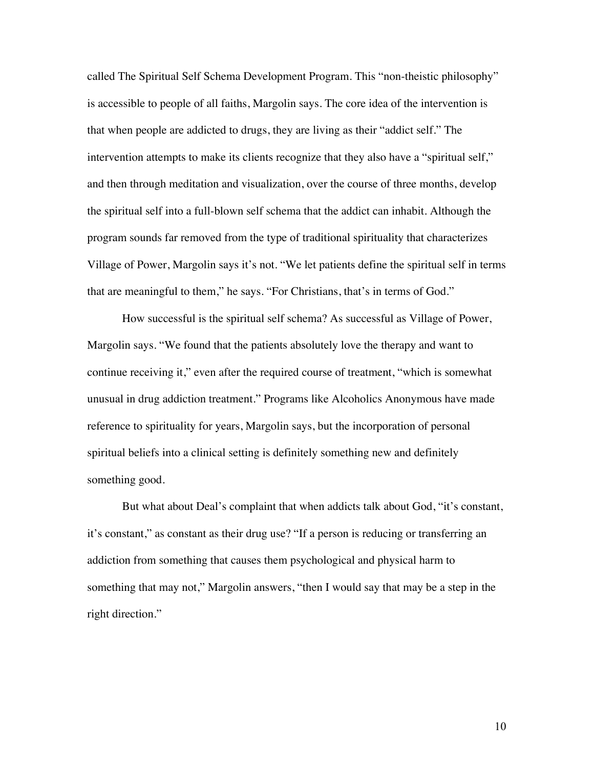called The Spiritual Self Schema Development Program. This "non-theistic philosophy" is accessible to people of all faiths, Margolin says. The core idea of the intervention is that when people are addicted to drugs, they are living as their "addict self." The intervention attempts to make its clients recognize that they also have a "spiritual self," and then through meditation and visualization, over the course of three months, develop the spiritual self into a full-blown self schema that the addict can inhabit. Although the program sounds far removed from the type of traditional spirituality that characterizes Village of Power, Margolin says it's not. "We let patients define the spiritual self in terms that are meaningful to them," he says. "For Christians, that's in terms of God."

How successful is the spiritual self schema? As successful as Village of Power, Margolin says. "We found that the patients absolutely love the therapy and want to continue receiving it," even after the required course of treatment, "which is somewhat unusual in drug addiction treatment." Programs like Alcoholics Anonymous have made reference to spirituality for years, Margolin says, but the incorporation of personal spiritual beliefs into a clinical setting is definitely something new and definitely something good.

But what about Deal's complaint that when addicts talk about God, "it's constant, it's constant," as constant as their drug use? "If a person is reducing or transferring an addiction from something that causes them psychological and physical harm to something that may not," Margolin answers, "then I would say that may be a step in the right direction."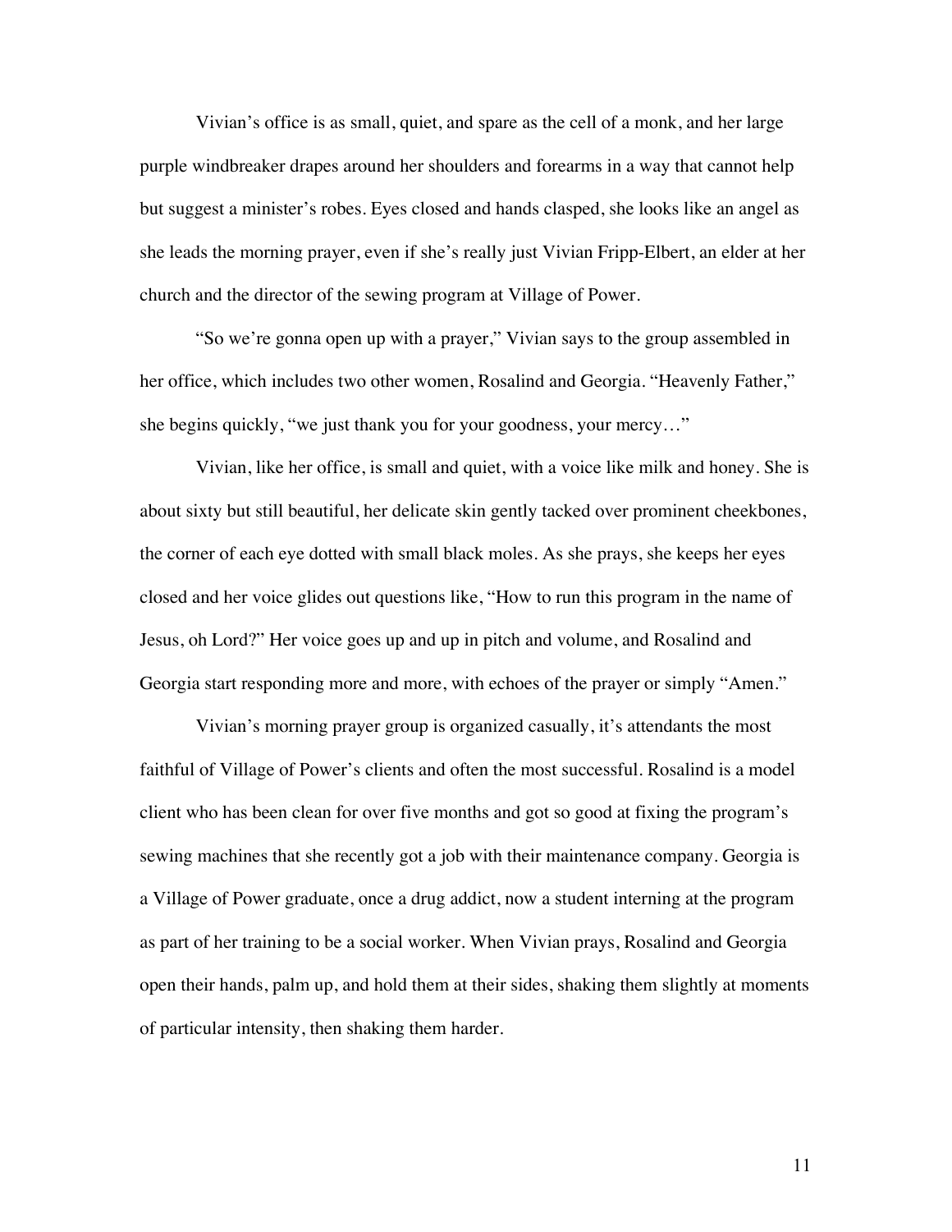Vivian's office is as small, quiet, and spare as the cell of a monk, and her large purple windbreaker drapes around her shoulders and forearms in a way that cannot help but suggest a minister's robes. Eyes closed and hands clasped, she looks like an angel as she leads the morning prayer, even if she's really just Vivian Fripp-Elbert, an elder at her church and the director of the sewing program at Village of Power.

"So we're gonna open up with a prayer," Vivian says to the group assembled in her office, which includes two other women, Rosalind and Georgia. "Heavenly Father," she begins quickly, "we just thank you for your goodness, your mercy…"

Vivian, like her office, is small and quiet, with a voice like milk and honey. She is about sixty but still beautiful, her delicate skin gently tacked over prominent cheekbones, the corner of each eye dotted with small black moles. As she prays, she keeps her eyes closed and her voice glides out questions like, "How to run this program in the name of Jesus, oh Lord?" Her voice goes up and up in pitch and volume, and Rosalind and Georgia start responding more and more, with echoes of the prayer or simply "Amen."

Vivian's morning prayer group is organized casually, it's attendants the most faithful of Village of Power's clients and often the most successful. Rosalind is a model client who has been clean for over five months and got so good at fixing the program's sewing machines that she recently got a job with their maintenance company. Georgia is a Village of Power graduate, once a drug addict, now a student interning at the program as part of her training to be a social worker. When Vivian prays, Rosalind and Georgia open their hands, palm up, and hold them at their sides, shaking them slightly at moments of particular intensity, then shaking them harder.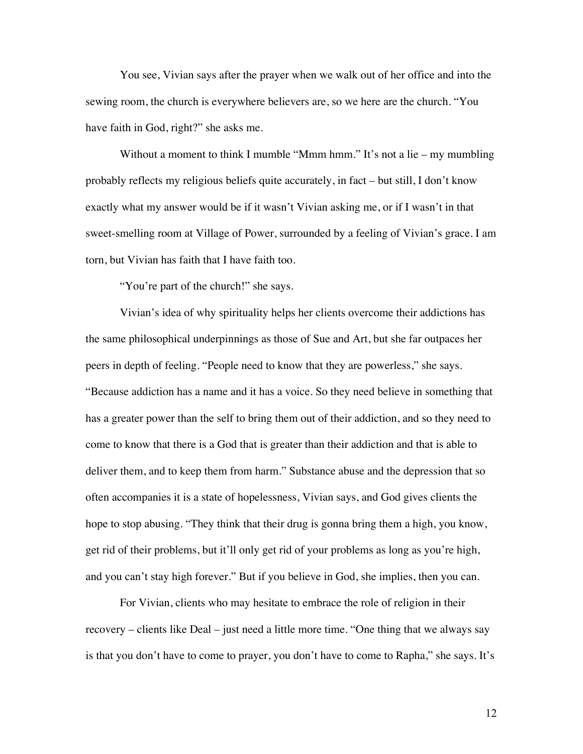You see, Vivian says after the prayer when we walk out of her office and into the sewing room, the church is everywhere believers are, so we here are the church. "You have faith in God, right?" she asks me.

Without a moment to think I mumble "Mmm hmm." It's not a lie – my mumbling probably reflects my religious beliefs quite accurately, in fact – but still, I don't know exactly what my answer would be if it wasn't Vivian asking me, or if I wasn't in that sweet-smelling room at Village of Power, surrounded by a feeling of Vivian's grace. I am torn, but Vivian has faith that I have faith too.

"You're part of the church!" she says.

Vivian's idea of why spirituality helps her clients overcome their addictions has the same philosophical underpinnings as those of Sue and Art, but she far outpaces her peers in depth of feeling. "People need to know that they are powerless," she says. "Because addiction has a name and it has a voice. So they need believe in something that has a greater power than the self to bring them out of their addiction, and so they need to come to know that there is a God that is greater than their addiction and that is able to deliver them, and to keep them from harm." Substance abuse and the depression that so often accompanies it is a state of hopelessness, Vivian says, and God gives clients the hope to stop abusing. "They think that their drug is gonna bring them a high, you know, get rid of their problems, but it'll only get rid of your problems as long as you're high, and you can't stay high forever." But if you believe in God, she implies, then you can.

For Vivian, clients who may hesitate to embrace the role of religion in their recovery – clients like Deal – just need a little more time. "One thing that we always say is that you don't have to come to prayer, you don't have to come to Rapha," she says. It's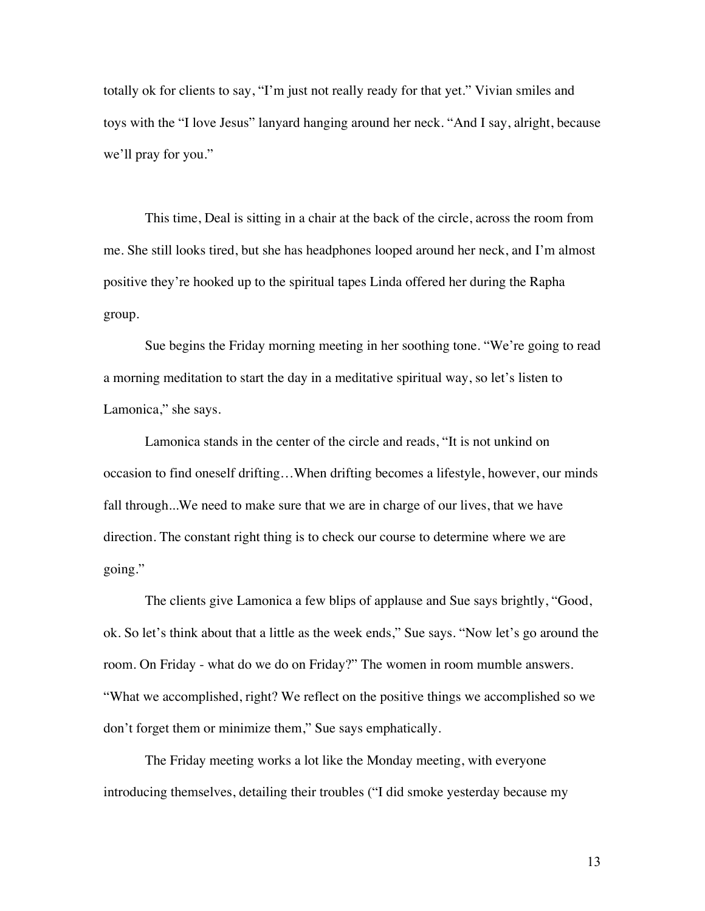totally ok for clients to say, "I'm just not really ready for that yet." Vivian smiles and toys with the "I love Jesus" lanyard hanging around her neck. "And I say, alright, because we'll pray for you."

This time, Deal is sitting in a chair at the back of the circle, across the room from me. She still looks tired, but she has headphones looped around her neck, and I'm almost positive they're hooked up to the spiritual tapes Linda offered her during the Rapha group.

Sue begins the Friday morning meeting in her soothing tone. "We're going to read a morning meditation to start the day in a meditative spiritual way, so let's listen to Lamonica," she says.

Lamonica stands in the center of the circle and reads, "It is not unkind on occasion to find oneself drifting…When drifting becomes a lifestyle, however, our minds fall through...We need to make sure that we are in charge of our lives, that we have direction. The constant right thing is to check our course to determine where we are going."

The clients give Lamonica a few blips of applause and Sue says brightly, "Good, ok. So let's think about that a little as the week ends," Sue says. "Now let's go around the room. On Friday - what do we do on Friday?" The women in room mumble answers. "What we accomplished, right? We reflect on the positive things we accomplished so we don't forget them or minimize them," Sue says emphatically.

The Friday meeting works a lot like the Monday meeting, with everyone introducing themselves, detailing their troubles ("I did smoke yesterday because my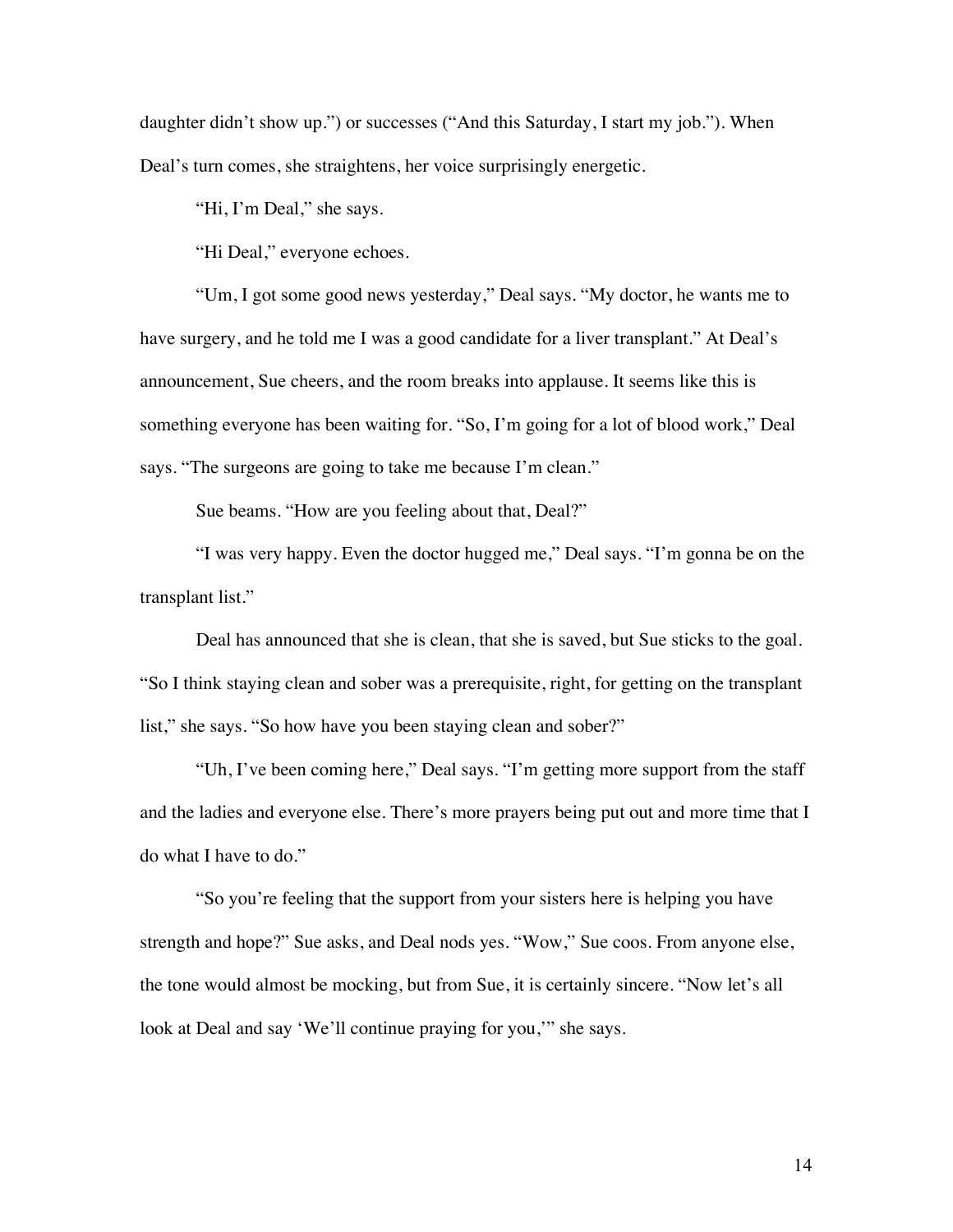daughter didn't show up.") or successes ("And this Saturday, I start my job."). When Deal's turn comes, she straightens, her voice surprisingly energetic.

"Hi, I'm Deal," she says.

"Hi Deal," everyone echoes.

"Um, I got some good news yesterday," Deal says. "My doctor, he wants me to have surgery, and he told me I was a good candidate for a liver transplant." At Deal's announcement, Sue cheers, and the room breaks into applause. It seems like this is something everyone has been waiting for. "So, I'm going for a lot of blood work," Deal says. "The surgeons are going to take me because I'm clean."

Sue beams. "How are you feeling about that, Deal?"

"I was very happy. Even the doctor hugged me," Deal says. "I'm gonna be on the transplant list."

Deal has announced that she is clean, that she is saved, but Sue sticks to the goal. "So I think staying clean and sober was a prerequisite, right, for getting on the transplant list," she says. "So how have you been staying clean and sober?"

"Uh, I've been coming here," Deal says. "I'm getting more support from the staff and the ladies and everyone else. There's more prayers being put out and more time that I do what I have to do."

"So you're feeling that the support from your sisters here is helping you have strength and hope?" Sue asks, and Deal nods yes. "Wow," Sue coos. From anyone else, the tone would almost be mocking, but from Sue, it is certainly sincere. "Now let's all look at Deal and say 'We'll continue praying for you,'" she says.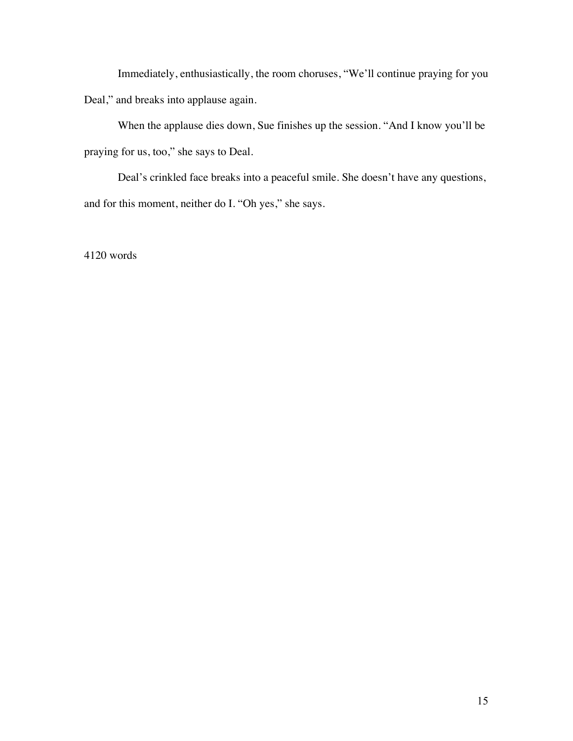Immediately, enthusiastically, the room choruses, "We'll continue praying for you Deal," and breaks into applause again.

When the applause dies down, Sue finishes up the session. "And I know you'll be praying for us, too," she says to Deal.

Deal's crinkled face breaks into a peaceful smile. She doesn't have any questions, and for this moment, neither do I. "Oh yes," she says.

4120 words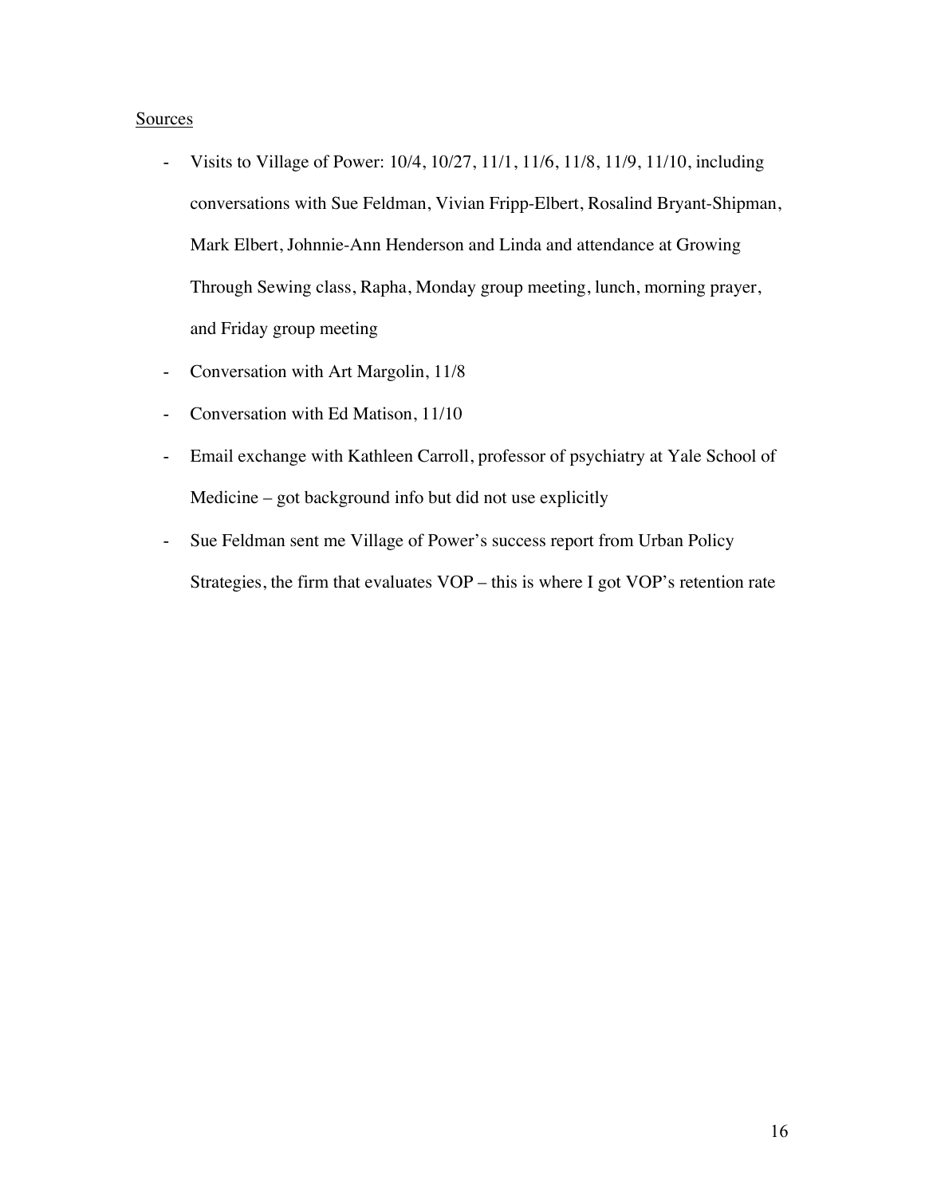Sources

- Visits to Village of Power: 10/4, 10/27, 11/1, 11/6, 11/8, 11/9, 11/10, including conversations with Sue Feldman, Vivian Fripp-Elbert, Rosalind Bryant-Shipman, Mark Elbert, Johnnie-Ann Henderson and Linda and attendance at Growing Through Sewing class, Rapha, Monday group meeting, lunch, morning prayer, and Friday group meeting
- Conversation with Art Margolin, 11/8
- Conversation with Ed Matison, 11/10
- Email exchange with Kathleen Carroll, professor of psychiatry at Yale School of Medicine – got background info but did not use explicitly
- Sue Feldman sent me Village of Power's success report from Urban Policy Strategies, the firm that evaluates VOP – this is where I got VOP's retention rate